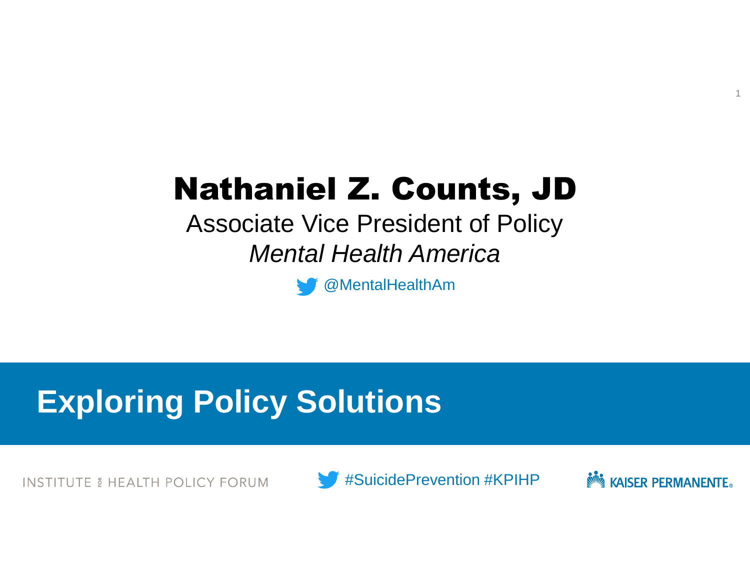# Nathaniel Z. Counts, JD

Associate Vice President of Policy

*Mental Health America*

@MentalHealthAm

## Exploring Policy Solutions

INSTITUTE FOR HEALTH POLICY FORUM

#SuicidePrevention #KPIHP

KAISER PERMANENTE®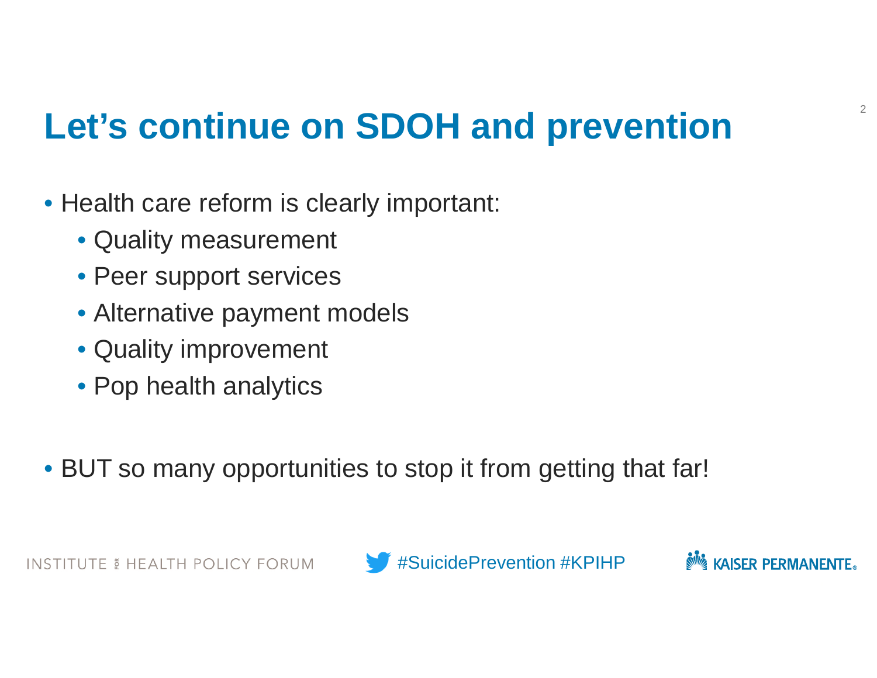# Let’s continue on SDOH and prevention

- Health care reform is clearly important:
  - Quality measurement
  - Peer support services
  - Alternative payment models
  - Quality improvement
  - Pop health analytics

- BUT so many opportunities to stop it from getting that far!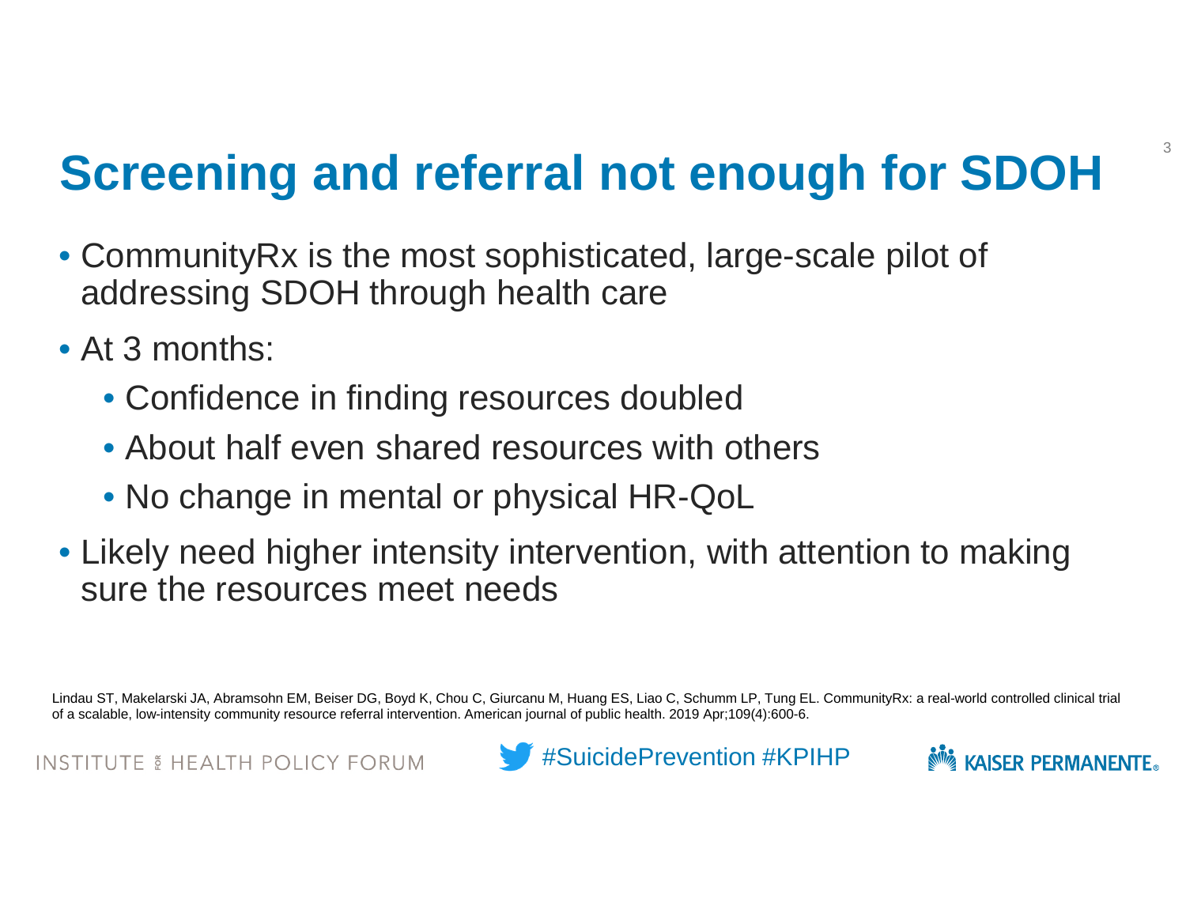# Screening and referral not enough for SDOH

- CommunityRx is the most sophisticated, large-scale pilot of addressing SDOH through health care
- At 3 months:
  - Confidence in finding resources doubled
  - About half even shared resources with others
  - No change in mental or physical HR-QoL
- Likely need higher intensity intervention, with attention to making sure the resources meet needs

Lindau ST, Makelarski JA, Abramsohn EM, Beiser DG, Boyd K, Chou C, Giurcanu M, Huang ES, Liao C, Schumm LP, Tung EL. CommunityRx: a real-world controlled clinical trial of a scalable, low-intensity community resource referral intervention. American journal of public health. 2019 Apr;109(4):600-6.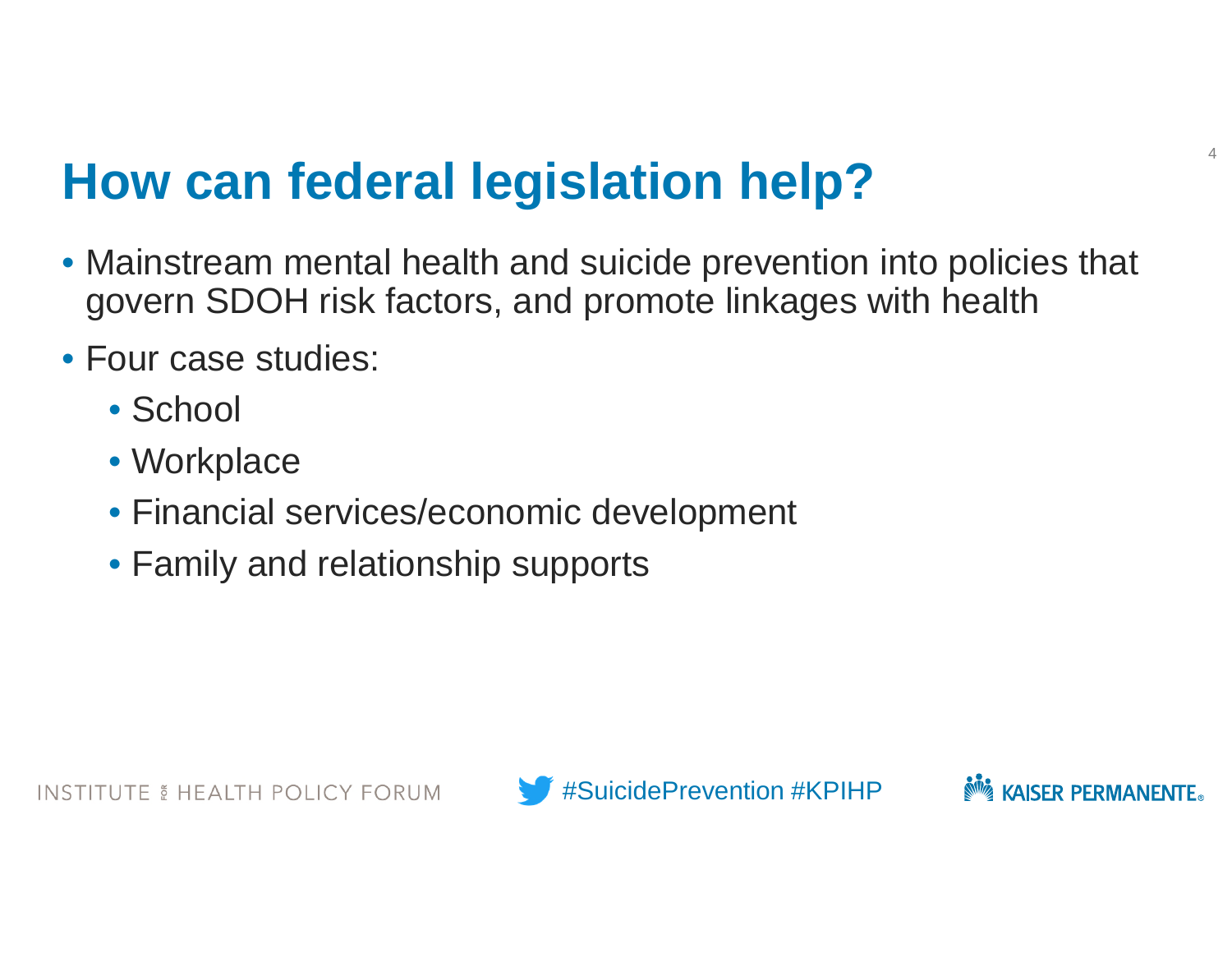# How can federal legislation help?

- Mainstream mental health and suicide prevention into policies that govern SDOH risk factors, and promote linkages with health
- Four case studies:
  - School
  - Workplace
  - Financial services/economic development
  - Family and relationship supports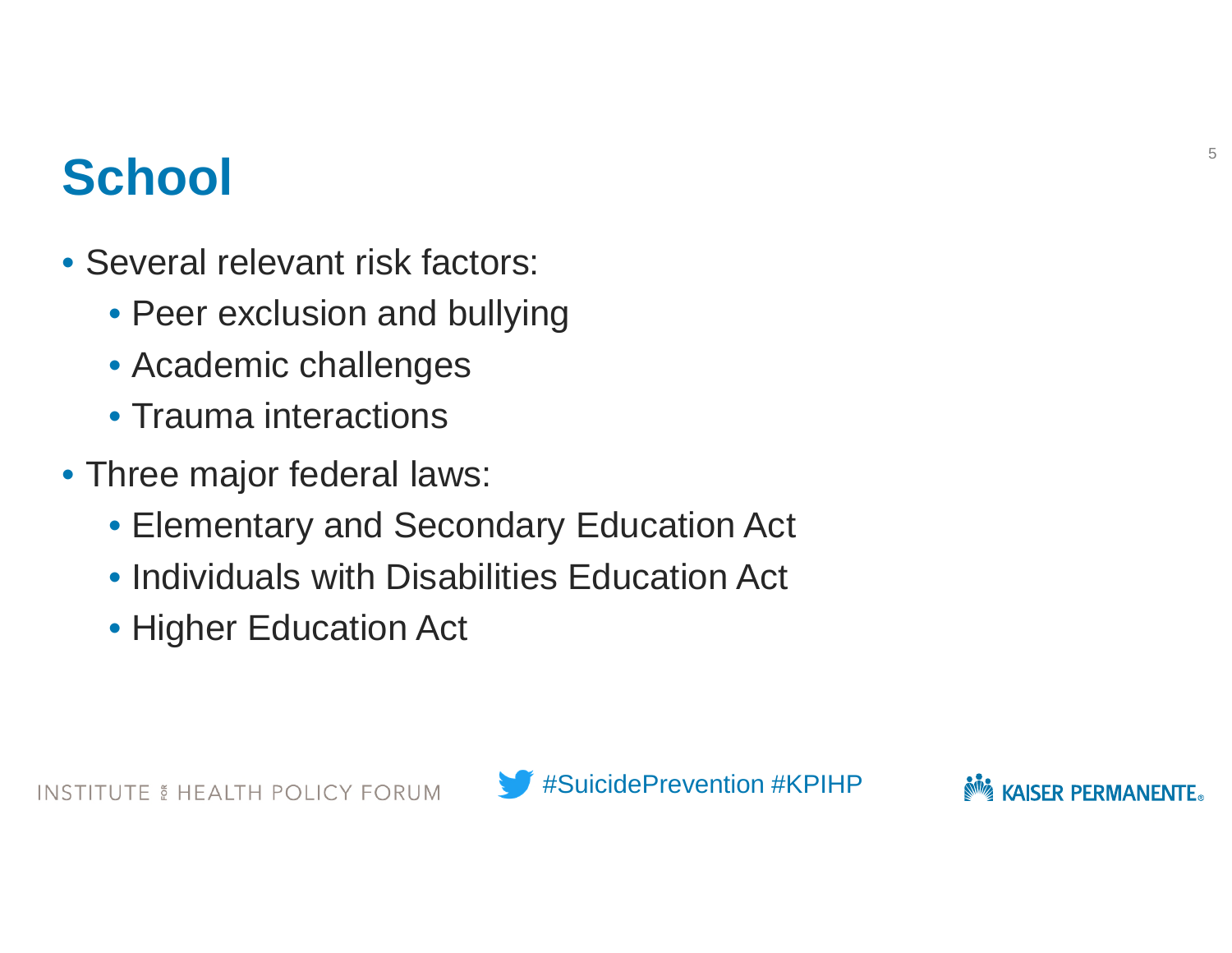# School

- Several relevant risk factors:
  - Peer exclusion and bullying
  - Academic challenges
  - Trauma interactions
- Three major federal laws:
  - Elementary and Secondary Education Act
  - Individuals with Disabilities Education Act
  - Higher Education Act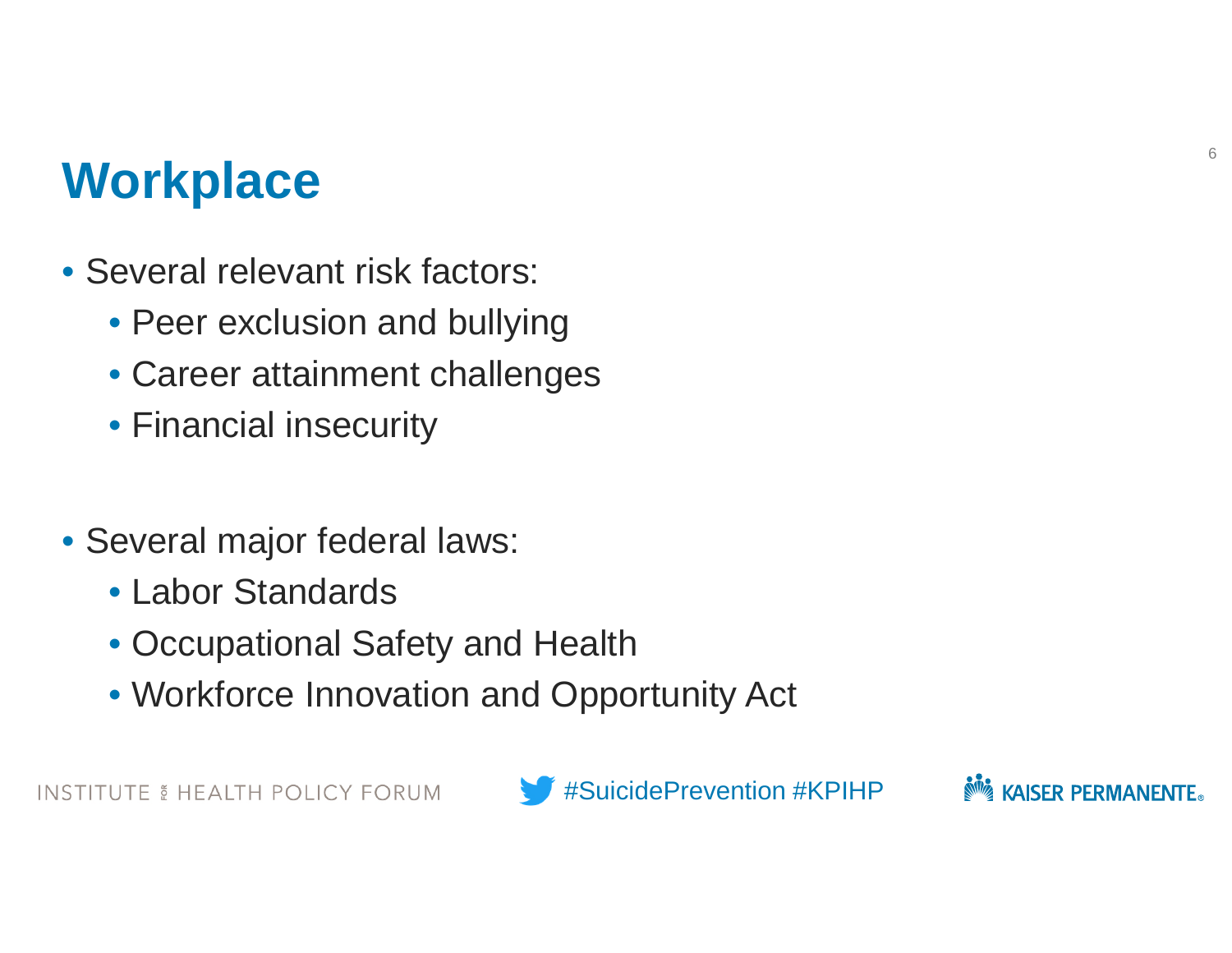# Workplace

- Several relevant risk factors:
  - Peer exclusion and bullying
  - Career attainment challenges
  - Financial insecurity

- Several major federal laws:
  - Labor Standards
  - Occupational Safety and Health
  - Workforce Innovation and Opportunity Act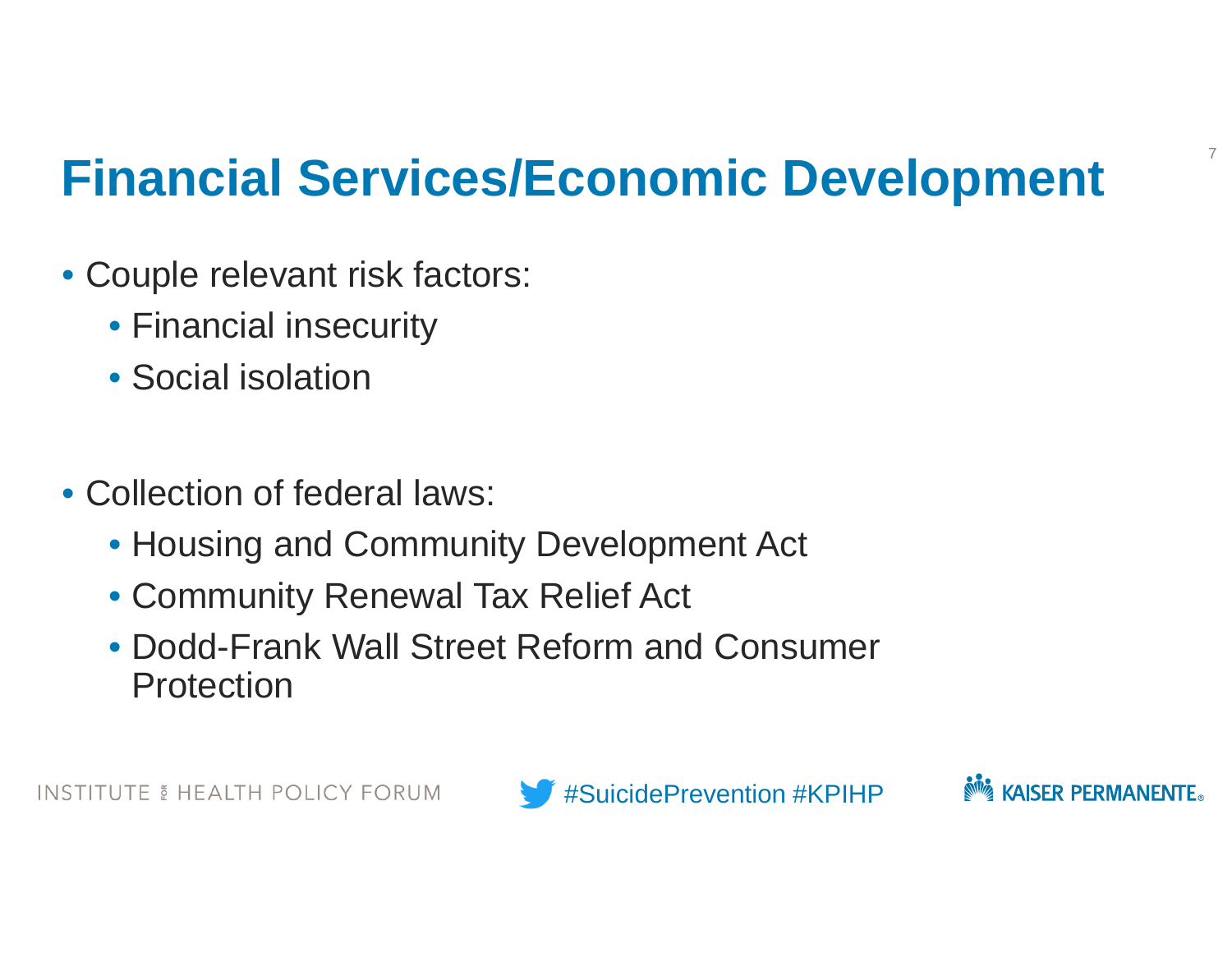# Financial Services/Economic Development

- Couple relevant risk factors:
  - Financial insecurity
  - Social isolation

- Collection of federal laws:
  - Housing and Community Development Act
  - Community Renewal Tax Relief Act
  - Dodd-Frank Wall Street Reform and Consumer Protection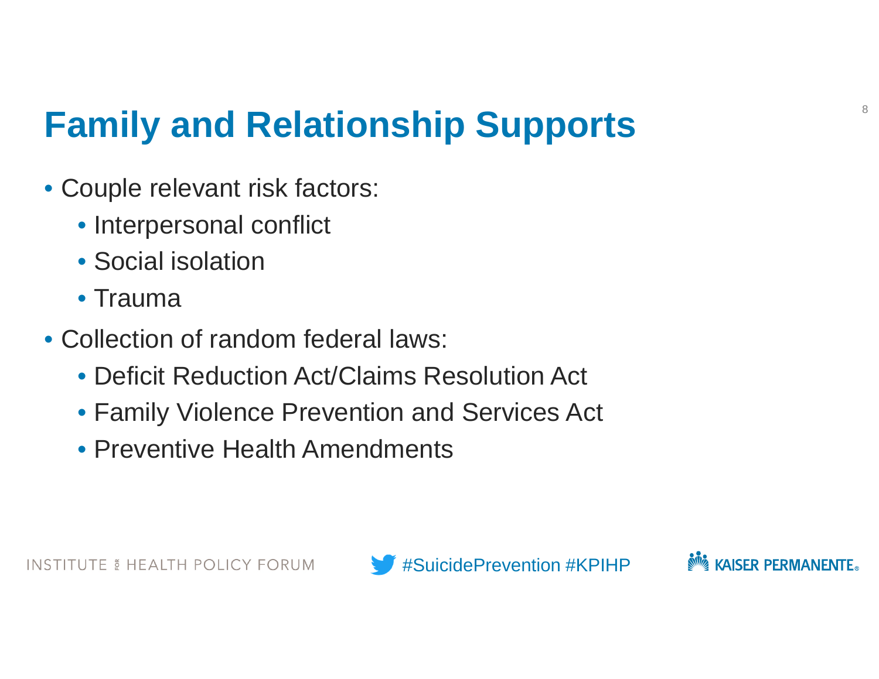# Family and Relationship Supports

- Couple relevant risk factors:
  - Interpersonal conflict
  - Social isolation
  - Trauma
- Collection of random federal laws:
  - Deficit Reduction Act/Claims Resolution Act
  - Family Violence Prevention and Services Act
  - Preventive Health Amendments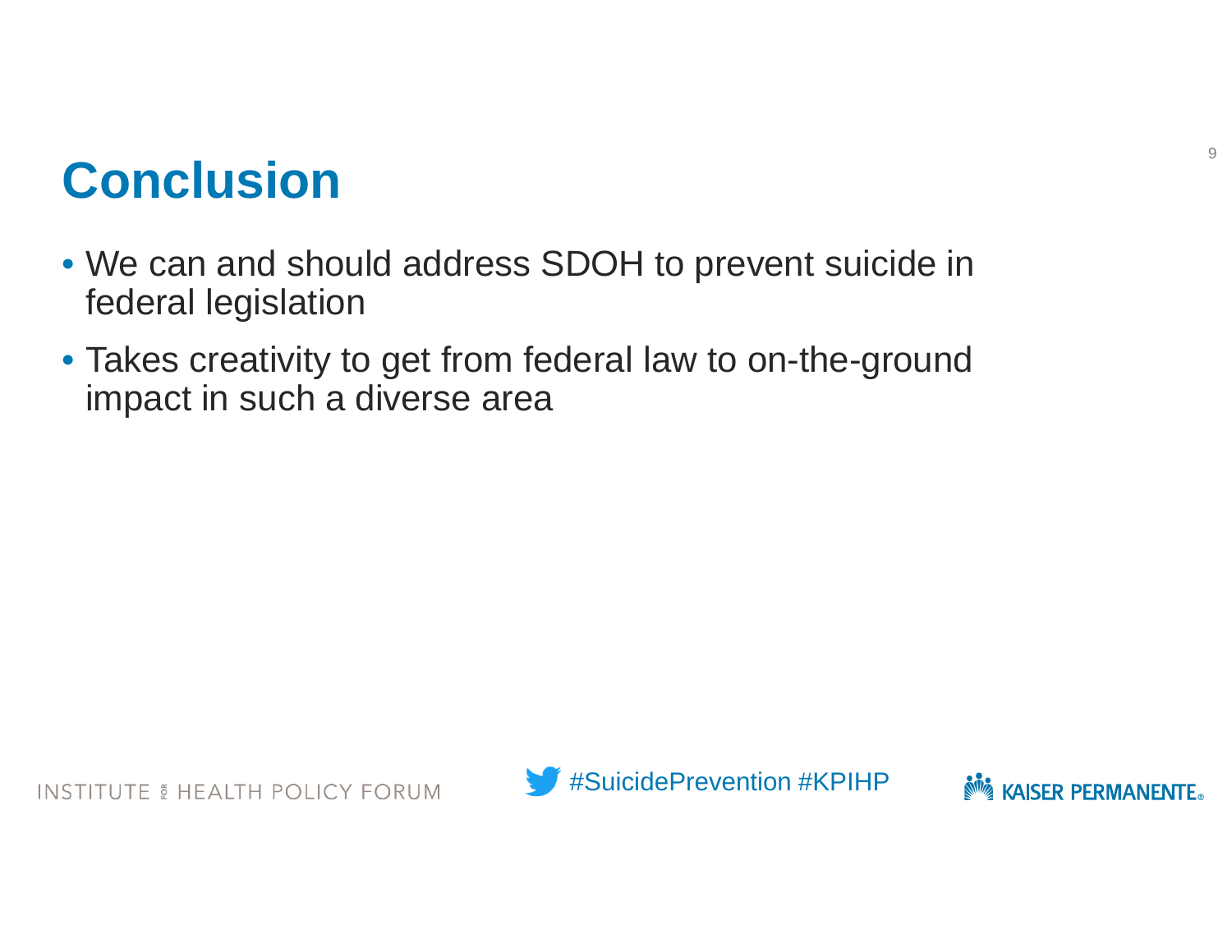# Conclusion

- We can and should address SDOH to prevent suicide in federal legislation
- Takes creativity to get from federal law to on-the-ground impact in such a diverse area

INSTITUTE FOR HEALTH POLICY FORUM

#SuicidePrevention #KPIHP

KAISER PERMANENTE®